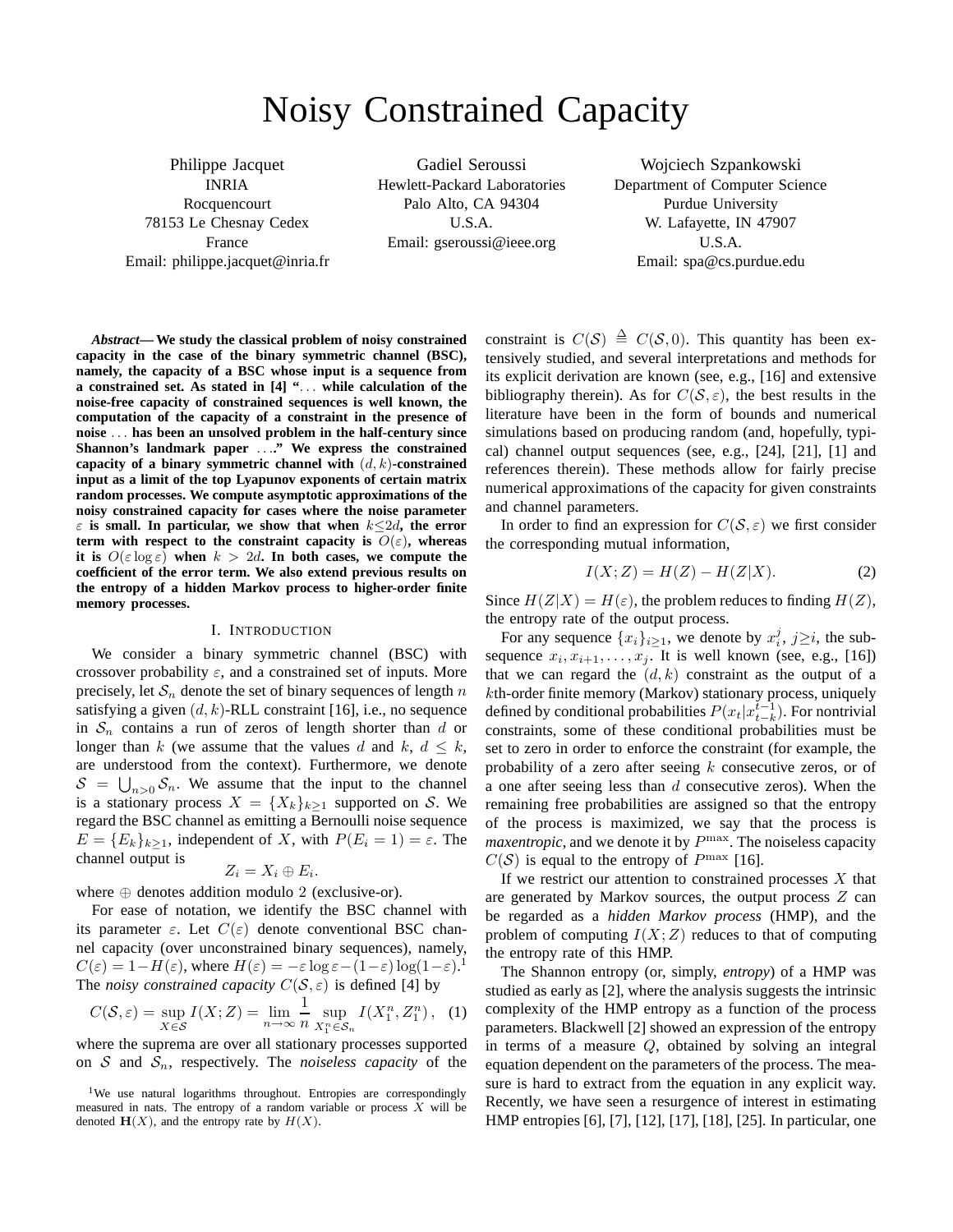# Noisy Constrained Capacity

Philippe Jacquet
INRIA
Rocquencourt
78153 Le Chesnay Cedex
France
Email: philippe.jacquet@inria.fr

Gadiel Seroussi
Hewlett-Packard Laboratories
Palo Alto, CA 94304
U.S.A.
Email: gseroussi@ieee.org

Wojciech Szpankowski
Department of Computer Science
Purdue University
W. Lafayette, IN 47907
U.S.A.
Email: spa@cs.purdue.edu

***Abstract*— We study the classical problem of noisy constrained capacity in the case of the binary symmetric channel (BSC), namely, the capacity of a BSC whose input is a sequence from a constrained set. As stated in [4] "... while calculation of the noise-free capacity of constrained sequences is well known, the computation of the capacity of a constraint in the presence of noise ... has been an unsolved problem in the half-century since Shannon's landmark paper ...." We express the constrained capacity of a binary symmetric channel with $(d,k)$-constrained input as a limit of the top Lyapunov exponents of certain matrix random processes. We compute asymptotic approximations of the noisy constrained capacity for cases where the noise parameter $\varepsilon$ is small. In particular, we show that when $k \leq 2d$, the error term with respect to the constraint capacity is $O(\varepsilon)$, whereas it is $O(\varepsilon \log \varepsilon)$ when $k > 2d$. In both cases, we compute the coefficient of the error term. We also extend previous results on the entropy of a hidden Markov process to higher-order finite memory processes.**

## I. Introduction

We consider a binary symmetric channel (BSC) with crossover probability $\varepsilon$, and a constrained set of inputs. More precisely, let $\mathcal{S}_n$ denote the set of binary sequences of length $n$ satisfying a given $(d,k)$-RLL constraint [16], i.e., no sequence in $\mathcal{S}_n$ contains a run of zeros of length shorter than $d$ or longer than $k$ (we assume that the values $d$ and $k$, $d \leq k$, are understood from the context). Furthermore, we denote $\mathcal{S} = \bigcup_{n>0} \mathcal{S}_n$. We assume that the input to the channel is a stationary process $X = \{X_k\}_{k\geq 1}$ supported on $\mathcal{S}$. We regard the BSC channel as emitting a Bernoulli noise sequence $E = \{E_k\}_{k\geq 1}$, independent of $X$, with $P(E_i = 1) = \varepsilon$. The channel output is

$$Z_i = X_i \oplus E_i.$$

where $\oplus$ denotes addition modulo 2 (exclusive-or).

For ease of notation, we identify the BSC channel with its parameter $\varepsilon$. Let $C(\varepsilon)$ denote conventional BSC channel capacity (over unconstrained binary sequences), namely, $C(\varepsilon) = 1 - H(\varepsilon)$, where $H(\varepsilon) = -\varepsilon \log \varepsilon - (1-\varepsilon)\log(1-\varepsilon)$.[1] The *noisy constrained capacity* $C(\mathcal{S}, \varepsilon)$ is defined [4] by

$$C(\mathcal{S},\varepsilon) = \sup_{X\in\mathcal{S}} I(X;Z) = \lim_{n\to\infty} \frac{1}{n} \sup_{X_1^n \in \mathcal{S}_n} I(X_1^n, Z_1^n), \quad (1)$$

where the suprema are over all stationary processes supported on $\mathcal{S}$ and $\mathcal{S}_n$, respectively. The *noiseless capacity* of the constraint is $C(\mathcal{S}) \triangleq C(\mathcal{S}, 0)$. This quantity has been extensively studied, and several interpretations and methods for its explicit derivation are known (see, e.g., [16] and extensive bibliography therein). As for $C(\mathcal{S},\varepsilon)$, the best results in the literature have been in the form of bounds and numerical simulations based on producing random (and, hopefully, typical) channel output sequences (see, e.g., [24], [21], [1] and references therein). These methods allow for fairly precise numerical approximations of the capacity for given constraints and channel parameters.

In order to find an expression for $C(\mathcal{S},\varepsilon)$ we first consider the corresponding mutual information,

$$I(X;Z) = H(Z) - H(Z|X). \quad (2)$$

Since $H(Z|X) = H(\varepsilon)$, the problem reduces to finding $H(Z)$, the entropy rate of the output process.

For any sequence $\{x_i\}_{i\geq 1}$, we denote by $x_i^j$, $j \geq i$, the subsequence $x_i, x_{i+1}, \ldots, x_j$. It is well known (see, e.g., [16]) that we can regard the $(d,k)$ constraint as the output of a $k$th-order finite memory (Markov) stationary process, uniquely defined by conditional probabilities $P(x_t|x_{t-k}^{t-1})$. For nontrivial constraints, some of these conditional probabilities must be set to zero in order to enforce the constraint (for example, the probability of a zero after seeing $k$ consecutive zeros, or of a one after seeing less than $d$ consecutive zeros). When the remaining free probabilities are assigned so that the entropy of the process is maximized, we say that the process is *maxentropic*, and we denote it by $P^{\max}$. The noiseless capacity $C(\mathcal{S})$ is equal to the entropy of $P^{\max}$ [16].

If we restrict our attention to constrained processes $X$ that are generated by Markov sources, the output process $Z$ can be regarded as a *hidden Markov process* (HMP), and the problem of computing $I(X;Z)$ reduces to that of computing the entropy rate of this HMP.

The Shannon entropy (or, simply, *entropy*) of a HMP was studied as early as [2], where the analysis suggests the intrinsic complexity of the HMP entropy as a function of the process parameters. Blackwell [2] showed an expression of the entropy in terms of a measure $Q$, obtained by solving an integral equation dependent on the parameters of the process. The measure is hard to extract from the equation in any explicit way. Recently, we have seen a resurgence of interest in estimating HMP entropies [6], [7], [12], [17], [18], [25]. In particular, one

[1] We use natural logarithms throughout. Entropies are correspondingly measured in nats. The entropy of a random variable or process $X$ will be denoted $\mathbf{H}(X)$, and the entropy rate by $H(X)$.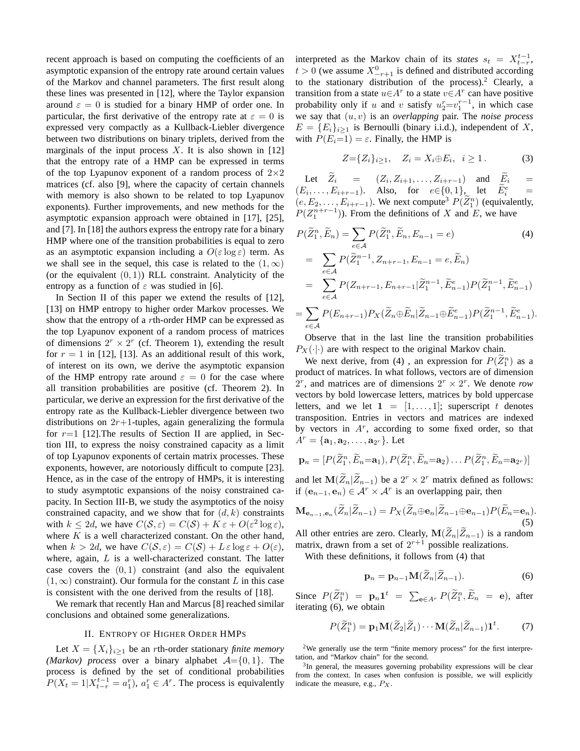recent approach is based on computing the coefficients of an asymptotic expansion of the entropy rate around certain values of the Markov and channel parameters. The first result along these lines was presented in [12], where the Taylor expansion around $\varepsilon = 0$ is studied for a binary HMP of order one. In particular, the first derivative of the entropy rate at $\varepsilon = 0$ is expressed very compactly as a Kullback-Liebler divergence between two distributions on binary triplets, derived from the marginals of the input process $X$. It is also shown in [12] that the entropy rate of a HMP can be expressed in terms of the top Lyapunov exponent of a random process of $2{\times}2$ matrices (cf. also [9], where the capacity of certain channels with memory is also shown to be related to top Lyapunov exponents). Further improvements, and new methods for the asymptotic expansion approach were obtained in [17], [25], and [7]. In [18] the authors express the entropy rate for a binary HMP where one of the transition probabilities is equal to zero as an asymptotic expansion including a $O(\varepsilon \log \varepsilon)$ term. As we shall see in the sequel, this case is related to the $(1, \infty)$ (or the equivalent $(0, 1)$) RLL constraint. Analyticity of the entropy as a function of $\varepsilon$ was studied in [6].

In Section II of this paper we extend the results of [12], [13] on HMP entropy to higher order Markov processes. We show that the entropy of a $r$th-order HMP can be expressed as the top Lyapunov exponent of a random process of matrices of dimensions $2^r \times 2^r$ (cf. Theorem 1), extending the result for $r = 1$ in [12], [13]. As an additional result of this work, of interest on its own, we derive the asymptotic expansion of the HMP entropy rate around $\varepsilon = 0$ for the case where all transition probabilities are positive (cf. Theorem 2). In particular, we derive an expression for the first derivative of the entropy rate as the Kullback-Liebler divergence between two distributions on $2r{+}1$-tuples, again generalizing the formula for $r{=}1$ [12].The results of Section II are applied, in Section III, to express the noisy constrained capacity as a limit of top Lyapunov exponents of certain matrix processes. These exponents, however, are notoriously difficult to compute [23]. Hence, as in the case of the entropy of HMPs, it is interesting to study asymptotic expansions of the noisy constrained capacity. In Section III-B, we study the asymptotics of the noisy constrained capacity, and we show that for $(d, k)$ constraints with $k \le 2d$, we have $C(\mathcal{S}, \varepsilon) = C(\mathcal{S}) + K\,\varepsilon + O(\varepsilon^2 \log \varepsilon)$, where $K$ is a well characterized constant. On the other hand, when $k > 2d$, we have $C(\mathcal{S}, \varepsilon) = C(\mathcal{S}) + L\,\varepsilon \log \varepsilon + O(\varepsilon)$, where, again, $L$ is a well-characterized constant. The latter case covers the $(0, 1)$ constraint (and also the equivalent $(1, \infty)$ constraint). Our formula for the constant $L$ in this case is consistent with the one derived from the results of [18].

We remark that recently Han and Marcus [8] reached similar conclusions and obtained some generalizations.

## II. Entropy of Higher Order HMPs

Let $X = \{X_i\}_{i \ge 1}$ be an $r$th-order stationary *finite memory (Markov) process* over a binary alphabet $\mathcal{A}{=}\{0, 1\}$. The process is defined by the set of conditional probabilities $P(X_t = 1 | X_{t-r}^{t-1} = a_1^r)$, $a_1^r \in A^r$. The process is equivalently interpreted as the Markov chain of its *states* $s_t = X_{t-r}^{t-1}$, $t > 0$ (we assume $X_{-r+1}^0$ is defined and distributed according to the stationary distribution of the process).[2] Clearly, a transition from a state $u{\in}A^r$ to a state $v{\in}A^r$ can have positive probability only if $u$ and $v$ satisfy $u_2^r{=}v_1^{r-1}$, in which case we say that $(u, v)$ is an *overlapping* pair. The *noise process* $E = \{E_i\}_{i \ge 1}$ is Bernoulli (binary i.i.d.), independent of $X$, with $P(E_i{=}1) = \varepsilon$. Finally, the HMP is

$$Z{=}\{Z_i\}_{i \ge 1}, \quad Z_i = X_i {\oplus} E_i, \;\; i \ge 1\,. \tag{3}$$

Let $\widetilde{Z}_i = (Z_i, Z_{i+1}, \ldots, Z_{i+r-1})$ and $\widetilde{E}_i = (E_i, \ldots, E_{i+r-1})$. Also, for $e{\in}\{0, 1\}$, let $\widetilde{E}_i^e = (e, E_2, \ldots, E_{i+r-1})$. We next compute[3] $P(\widetilde{Z}_1^n)$ (equivalently, $P(Z_1^{n+r-1})$). From the definitions of $X$ and $E$, we have

$$\begin{aligned}
P(\widetilde{Z}_1^n, \widetilde{E}_n) &= \sum_{e \in \mathcal{A}} P(\widetilde{Z}_1^n, \widetilde{E}_n, E_{n-1} = e) \\
&= \sum_{e \in \mathcal{A}} P(\widetilde{Z}_1^{n-1}, Z_{n+r-1}, E_{n-1} = e, \widetilde{E}_n) \\
&= \sum_{e \in \mathcal{A}} P(Z_{n+r-1}, E_{n+r-1} | \widetilde{Z}_1^{n-1}, \widetilde{E}_{n-1}^e) P(\widetilde{Z}_1^{n-1}, \widetilde{E}_{n-1}^e) \\
&= \sum_{e \in \mathcal{A}} P(E_{n+r-1}) P_X(\widetilde{Z}_n {\oplus} \widetilde{E}_n | \widetilde{Z}_{n-1} {\oplus} \widetilde{E}_{n-1}^e) P(\widetilde{Z}_1^{n-1}, \widetilde{E}_{n-1}^e).
\end{aligned} \tag{4}$$

Observe that in the last line the transition probabilities $P_X(\cdot|\cdot)$ are with respect to the original Markov chain.

We next derive, from (4) , an expression for $P(\widetilde{Z}_1^n)$ as a product of matrices. In what follows, vectors are of dimension $2^r$, and matrices are of dimensions $2^r \times 2^r$. We denote *row* vectors by bold lowercase letters, matrices by bold uppercase letters, and we let $\mathbf{1} = [1, \ldots, 1]$; superscript $t$ denotes transposition. Entries in vectors and matrices are indexed by vectors in $A^r$, according to some fixed order, so that $A^r = \{\mathbf{a}_1, \mathbf{a}_2, \ldots, \mathbf{a}_{2^r}\}$. Let

$$\mathbf{p}_n = [P(\widetilde{Z}_1^n, \widetilde{E}_n{=}\mathbf{a}_1), P(\widetilde{Z}_1^n, \widetilde{E}_n{=}\mathbf{a}_2) \ldots P(\widetilde{Z}_1^n, \widetilde{E}_n{=}\mathbf{a}_{2^r})]$$

and let $\mathbf{M}(\widetilde{Z}_n | \widetilde{Z}_{n-1})$ be a $2^r \times 2^r$ matrix defined as follows: if $(\mathbf{e}_{n-1}, \mathbf{e}_n) \in \mathcal{A}^r \times \mathcal{A}^r$ is an overlapping pair, then

$$\mathbf{M}_{\mathbf{e}_{n-1}, \mathbf{e}_n}(\widetilde{Z}_n | \widetilde{Z}_{n-1}) = P_X(\widetilde{Z}_n {\oplus} \mathbf{e}_n | \widetilde{Z}_{n-1} {\oplus} \mathbf{e}_{n-1}) P(\widetilde{E}_n {=} \mathbf{e}_n). \tag{5}$$

All other entries are zero. Clearly, $\mathbf{M}(\widetilde{Z}_n | \widetilde{Z}_{n-1})$ is a random matrix, drawn from a set of $2^{r+1}$ possible realizations.

With these definitions, it follows from (4) that

$$\mathbf{p}_n = \mathbf{p}_{n-1} \mathbf{M}(\widetilde{Z}_n | \widetilde{Z}_{n-1}). \tag{6}$$

Since $P(\widetilde{Z}_1^n) = \mathbf{p}_n \mathbf{1}^t = \sum_{\mathbf{e} \in A^r} P(\widetilde{Z}_1^n, \widetilde{E}_n = \mathbf{e})$, after iterating (6), we obtain

$$P(\widetilde{Z}_1^n) = \mathbf{p}_1 \mathbf{M}(\widetilde{Z}_2 | \widetilde{Z}_1) \cdots \mathbf{M}(\widetilde{Z}_n | \widetilde{Z}_{n-1}) \mathbf{1}^t. \tag{7}$$

[2] We generally use the term "finite memory process" for the first interpretation, and "Markov chain" for the second.

[3] In general, the measures governing probability expressions will be clear from the context. In cases when confusion is possible, we will explicitly indicate the measure, e.g., $P_X$.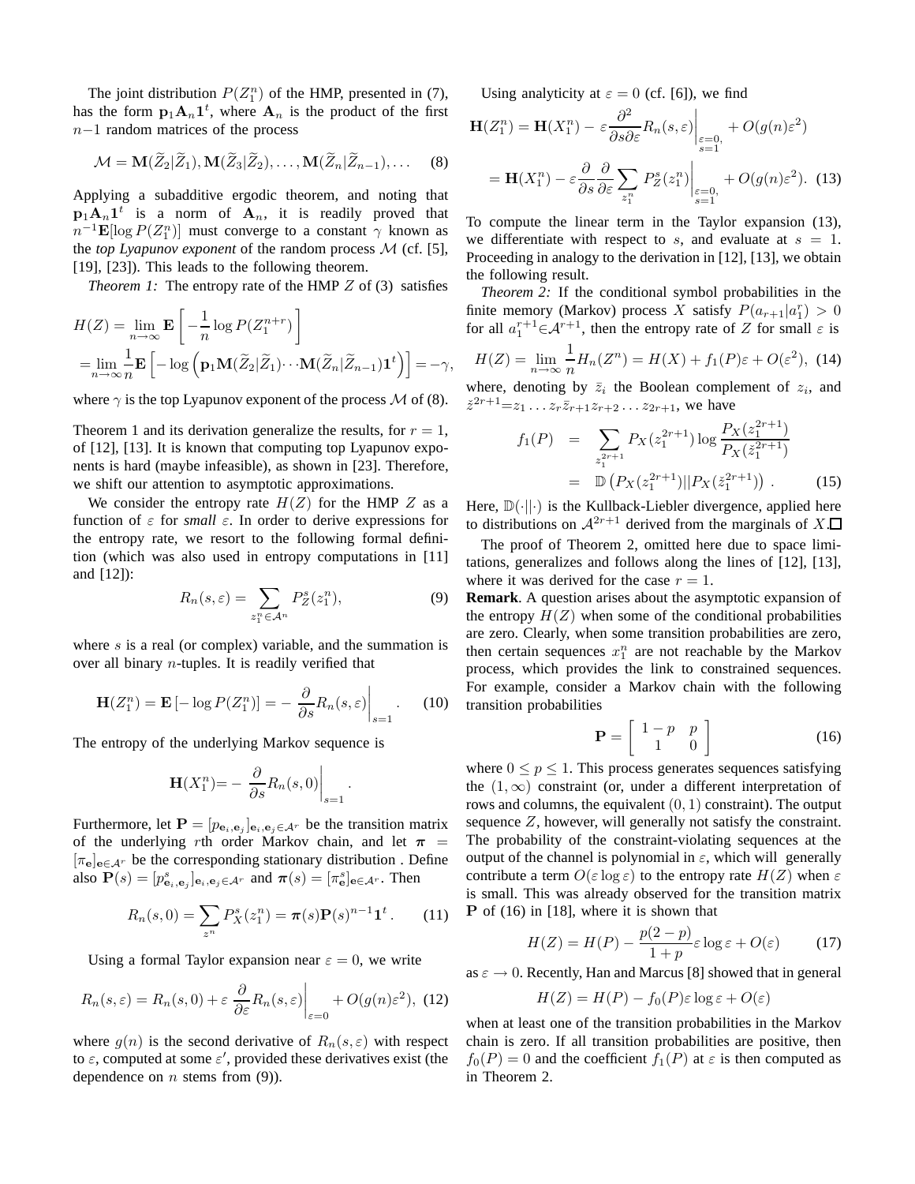The joint distribution $P(Z_1^n)$ of the HMP, presented in (7), has the form $\mathbf{p}_1\mathbf{A}_n\mathbf{1}^t$, where $\mathbf{A}_n$ is the product of the first $n-1$ random matrices of the process

$$\mathcal{M} = \mathbf{M}(\widetilde{Z}_2|\widetilde{Z}_1), \mathbf{M}(\widetilde{Z}_3|\widetilde{Z}_2), \ldots, \mathbf{M}(\widetilde{Z}_n|\widetilde{Z}_{n-1}), \ldots \quad (8)$$

Applying a subadditive ergodic theorem, and noting that $\mathbf{p}_1\mathbf{A}_n\mathbf{1}^t$ is a norm of $\mathbf{A}_n$, it is readily proved that $n^{-1}\mathbf{E}[\log P(Z_1^n)]$ must converge to a constant $\gamma$ known as the *top Lyapunov exponent* of the random process $\mathcal{M}$ (cf. [5], [19], [23]). This leads to the following theorem.

*Theorem 1:* The entropy rate of the HMP $Z$ of (3) satisfies

$$\begin{aligned} H(Z) &= \lim_{n\to\infty} \mathbf{E}\left[-\frac{1}{n}\log P(Z_1^{n+r})\right] \\ &= \lim_{n\to\infty}\frac{1}{n}\mathbf{E}\left[-\log\left(\mathbf{p}_1\mathbf{M}(\widetilde{Z}_2|\widetilde{Z}_1)\cdots\mathbf{M}(\widetilde{Z}_n|\widetilde{Z}_{n-1})\mathbf{1}^t\right)\right] = -\gamma, \end{aligned}$$

where $\gamma$ is the top Lyapunov exponent of the process $\mathcal{M}$ of (8).

Theorem 1 and its derivation generalize the results, for $r=1$, of [12], [13]. It is known that computing top Lyapunov exponents is hard (maybe infeasible), as shown in [23]. Therefore, we shift our attention to asymptotic approximations.

We consider the entropy rate $H(Z)$ for the HMP $Z$ as a function of $\varepsilon$ for *small* $\varepsilon$. In order to derive expressions for the entropy rate, we resort to the following formal definition (which was also used in entropy computations in [11] and [12]):

$$R_n(s,\varepsilon) = \sum_{z_1^n\in\mathcal{A}^n} P_Z^s(z_1^n), \quad (9)$$

where $s$ is a real (or complex) variable, and the summation is over all binary $n$-tuples. It is readily verified that

$$\mathbf{H}(Z_1^n) = \mathbf{E}\left[-\log P(Z_1^n)\right] = -\left.\frac{\partial}{\partial s}R_n(s,\varepsilon)\right|_{s=1}. \quad (10)$$

The entropy of the underlying Markov sequence is

$$\mathbf{H}(X_1^n) = -\left.\frac{\partial}{\partial s}R_n(s,0)\right|_{s=1}.$$

Furthermore, let $\mathbf{P} = [p_{\mathbf{e}_i,\mathbf{e}_j}]_{\mathbf{e}_i,\mathbf{e}_j\in\mathcal{A}^r}$ be the transition matrix of the underlying $r$th order Markov chain, and let $\boldsymbol{\pi} = [\pi_{\mathbf{e}}]_{\mathbf{e}\in\mathcal{A}^r}$ be the corresponding stationary distribution . Define also $\mathbf{P}(s) = [p^s_{\mathbf{e}_i,\mathbf{e}_j}]_{\mathbf{e}_i,\mathbf{e}_j\in\mathcal{A}^r}$ and $\boldsymbol{\pi}(s) = [\pi^s_{\mathbf{e}}]_{\mathbf{e}\in\mathcal{A}^r}$. Then

$$R_n(s,0) = \sum_{z^n} P_X^s(z_1^n) = \boldsymbol{\pi}(s)\mathbf{P}(s)^{n-1}\mathbf{1}^t. \quad (11)$$

Using a formal Taylor expansion near $\varepsilon=0$, we write

$$R_n(s,\varepsilon) = R_n(s,0) + \varepsilon\left.\frac{\partial}{\partial\varepsilon}R_n(s,\varepsilon)\right|_{\varepsilon=0} + O(g(n)\varepsilon^2), \quad (12)$$

where $g(n)$ is the second derivative of $R_n(s,\varepsilon)$ with respect to $\varepsilon$, computed at some $\varepsilon'$, provided these derivatives exist (the dependence on $n$ stems from (9)).

Using analyticity at $\varepsilon=0$ (cf. [6]), we find

$$\begin{aligned} \mathbf{H}(Z_1^n) &= \mathbf{H}(X_1^n) - \varepsilon\left.\frac{\partial^2}{\partial s\partial\varepsilon}R_n(s,\varepsilon)\right|_{\substack{\varepsilon=0,\\ s=1}} + O(g(n)\varepsilon^2) \\ &= \mathbf{H}(X_1^n) - \varepsilon\frac{\partial}{\partial s}\frac{\partial}{\partial\varepsilon}\sum_{z_1^n} P_Z^s(z_1^n)\bigg|_{\substack{\varepsilon=0,\\ s=1}} + O(g(n)\varepsilon^2). \quad (13) \end{aligned}$$

To compute the linear term in the Taylor expansion (13), we differentiate with respect to $s$, and evaluate at $s=1$. Proceeding in analogy to the derivation in [12], [13], we obtain the following result.

*Theorem 2:* If the conditional symbol probabilities in the finite memory (Markov) process $X$ satisfy $P(a_{r+1}|a_1^r) > 0$ for all $a_1^{r+1}\in\mathcal{A}^{r+1}$, then the entropy rate of $Z$ for small $\varepsilon$ is

$$H(Z) = \lim_{n\to\infty}\frac{1}{n}H_n(Z^n) = H(X) + f_1(P)\varepsilon + O(\varepsilon^2), \quad (14)$$

where, denoting by $\bar{z}_i$ the Boolean complement of $z_i$, and $\check{z}^{2r+1} = z_1\ldots z_r\bar{z}_{r+1}z_{r+2}\ldots z_{2r+1}$, we have

$$\begin{aligned} f_1(P) &= \sum_{z_1^{2r+1}} P_X(z_1^{2r+1})\log\frac{P_X(z_1^{2r+1})}{P_X(\check{z}_1^{2r+1})} \\ &= \mathbb{D}\left(P_X(z_1^{2r+1})||P_X(\check{z}_1^{2r+1})\right). \quad (15) \end{aligned}$$

Here, $\mathbb{D}(\cdot||\cdot)$ is the Kullback-Liebler divergence, applied here to distributions on $\mathcal{A}^{2r+1}$ derived from the marginals of $X$.□

The proof of Theorem 2, omitted here due to space limitations, generalizes and follows along the lines of [12], [13], where it was derived for the case $r=1$.

**Remark**. A question arises about the asymptotic expansion of the entropy $H(Z)$ when some of the conditional probabilities are zero. Clearly, when some transition probabilities are zero, then certain sequences $x_1^n$ are not reachable by the Markov process, which provides the link to constrained sequences. For example, consider a Markov chain with the following transition probabilities

$$\mathbf{P} = \begin{bmatrix} 1-p & p \\ 1 & 0 \end{bmatrix} \quad (16)$$

where $0 \le p \le 1$. This process generates sequences satisfying the $(1,\infty)$ constraint (or, under a different interpretation of rows and columns, the equivalent $(0,1)$ constraint). The output sequence $Z$, however, will generally not satisfy the constraint. The probability of the constraint-violating sequences at the output of the channel is polynomial in $\varepsilon$, which will generally contribute a term $O(\varepsilon\log\varepsilon)$ to the entropy rate $H(Z)$ when $\varepsilon$ is small. This was already observed for the transition matrix $\mathbf{P}$ of (16) in [18], where it is shown that

$$H(Z) = H(P) - \frac{p(2-p)}{1+p}\varepsilon\log\varepsilon + O(\varepsilon) \quad (17)$$

as $\varepsilon\to 0$. Recently, Han and Marcus [8] showed that in general

$$H(Z) = H(P) - f_0(P)\varepsilon\log\varepsilon + O(\varepsilon)$$

when at least one of the transition probabilities in the Markov chain is zero. If all transition probabilities are positive, then $f_0(P)=0$ and the coefficient $f_1(P)$ at $\varepsilon$ is then computed as in Theorem 2.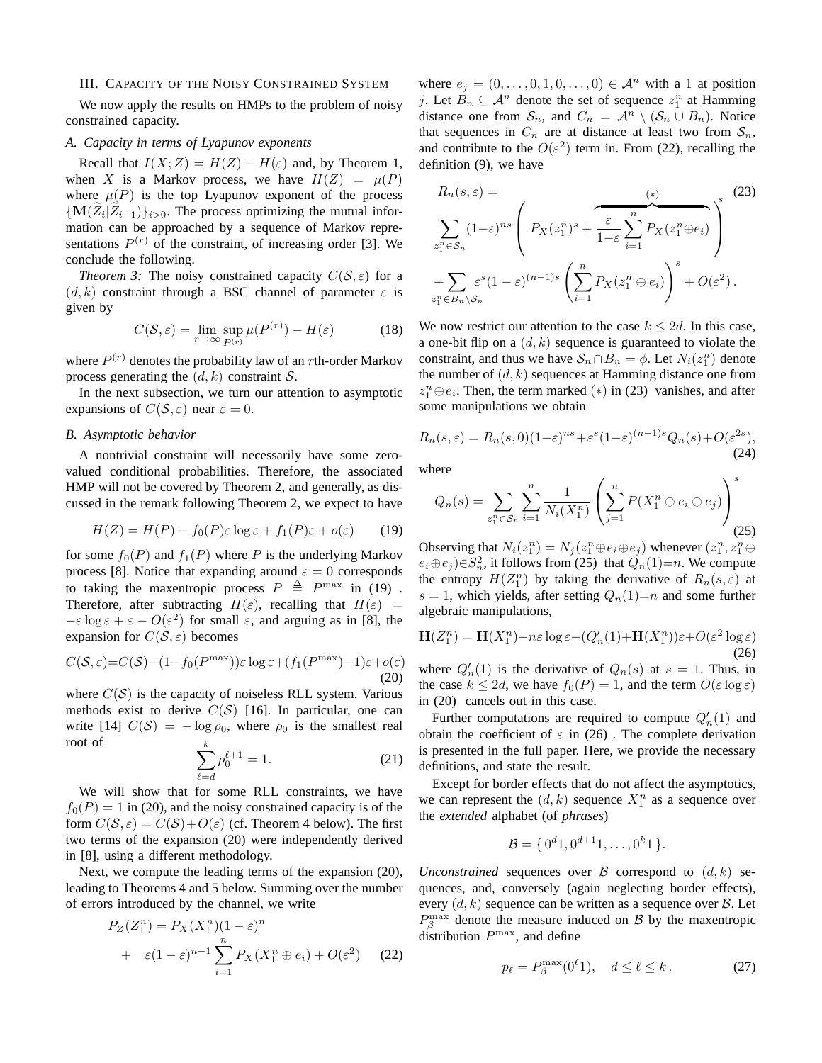## III. Capacity of the Noisy Constrained System

We now apply the results on HMPs to the problem of noisy constrained capacity.

### A. Capacity in terms of Lyapunov exponents

Recall that $I(X;Z) = H(Z) - H(\varepsilon)$ and, by Theorem 1, when $X$ is a Markov process, we have $H(Z) = \mu(P)$ where $\mu(P)$ is the top Lyapunov exponent of the process $\{\mathbf{M}(\widetilde{Z}_i|\widetilde{Z}_{i-1})\}_{i>0}$. The process optimizing the mutual information can be approached by a sequence of Markov representations $P^{(r)}$ of the constraint, of increasing order [3]. We conclude the following.

*Theorem 3:* The noisy constrained capacity $C(\mathcal{S},\varepsilon)$ for a $(d,k)$ constraint through a BSC channel of parameter $\varepsilon$ is given by

$$C(\mathcal{S},\varepsilon) = \lim_{r\to\infty} \sup_{P^{(r)}} \mu(P^{(r)}) - H(\varepsilon) \tag{18}$$

where $P^{(r)}$ denotes the probability law of an $r$th-order Markov process generating the $(d,k)$ constraint $\mathcal{S}$.

In the next subsection, we turn our attention to asymptotic expansions of $C(\mathcal{S},\varepsilon)$ near $\varepsilon = 0$.

### B. Asymptotic behavior

A nontrivial constraint will necessarily have some zero-valued conditional probabilities. Therefore, the associated HMP will not be covered by Theorem 2, and generally, as discussed in the remark following Theorem 2, we expect to have

$$H(Z) = H(P) - f_0(P)\varepsilon\log\varepsilon + f_1(P)\varepsilon + o(\varepsilon) \tag{19}$$

for some $f_0(P)$ and $f_1(P)$ where $P$ is the underlying Markov process [8]. Notice that expanding around $\varepsilon = 0$ corresponds to taking the maxentropic process $P \triangleq P^{\max}$ in (19) . Therefore, after subtracting $H(\varepsilon)$, recalling that $H(\varepsilon) = -\varepsilon\log\varepsilon + \varepsilon - O(\varepsilon^2)$ for small $\varepsilon$, and arguing as in [8], the expansion for $C(\mathcal{S},\varepsilon)$ becomes

$$C(\mathcal{S},\varepsilon){=}C(\mathcal{S}){-}(1{-}f_0(P^{\max}))\varepsilon\log\varepsilon{+}(f_1(P^{\max}){-}1)\varepsilon{+}o(\varepsilon) \tag{20}$$

where $C(\mathcal{S})$ is the capacity of noiseless RLL system. Various methods exist to derive $C(\mathcal{S})$ [16]. In particular, one can write [14] $C(\mathcal{S}) = -\log\rho_0$, where $\rho_0$ is the smallest real root of

$$\sum_{\ell=d}^{k} \rho_0^{\ell+1} = 1. \tag{21}$$

We will show that for some RLL constraints, we have $f_0(P) = 1$ in (20), and the noisy constrained capacity is of the form $C(\mathcal{S},\varepsilon) = C(\mathcal{S}) + O(\varepsilon)$ (cf. Theorem 4 below). The first two terms of the expansion (20) were independently derived in [8], using a different methodology.

Next, we compute the leading terms of the expansion (20), leading to Theorems 4 and 5 below. Summing over the number of errors introduced by the channel, we write

$$\begin{aligned} P_Z(Z_1^n) &= P_X(X_1^n)(1-\varepsilon)^n \\ &+ \quad \varepsilon(1-\varepsilon)^{n-1}\sum_{i=1}^{n} P_X(X_1^n \oplus e_i) + O(\varepsilon^2) \end{aligned} \tag{22}$$

where $e_j = (0,\ldots,0,1,0,\ldots,0) \in \mathcal{A}^n$ with a 1 at position $j$. Let $B_n \subseteq \mathcal{A}^n$ denote the set of sequence $z_1^n$ at Hamming distance one from $\mathcal{S}_n$, and $C_n = \mathcal{A}^n \setminus (\mathcal{S}_n \cup B_n)$. Notice that sequences in $C_n$ are at distance at least two from $\mathcal{S}_n$, and contribute to the $O(\varepsilon^2)$ term in. From (22), recalling the definition (9), we have

$$\begin{aligned} R_n(s,\varepsilon) = & \\ &\sum_{z_1^n\in\mathcal{S}_n} (1{-}\varepsilon)^{ns}\left( P_X(z_1^n)^s + \overbrace{\frac{\varepsilon}{1{-}\varepsilon}\sum_{i=1}^{n} P_X(z_1^n{\oplus}e_i)}^{(*)} \right)^s \\ &+ \sum_{z_1^n\in B_n\setminus\mathcal{S}_n} \varepsilon^s(1-\varepsilon)^{(n-1)s}\left(\sum_{i=1}^{n} P_X(z_1^n\oplus e_i)\right)^s + O(\varepsilon^2)\,. \end{aligned} \tag{23}$$

We now restrict our attention to the case $k \le 2d$. In this case, a one-bit flip on a $(d,k)$ sequence is guaranteed to violate the constraint, and thus we have $\mathcal{S}_n \cap B_n = \phi$. Let $N_i(z_1^n)$ denote the number of $(d,k)$ sequences at Hamming distance one from $z_1^n \oplus e_i$. Then, the term marked $(*)$ in (23) vanishes, and after some manipulations we obtain

$$R_n(s,\varepsilon) = R_n(s,0)(1{-}\varepsilon)^{ns}{+}\varepsilon^s(1{-}\varepsilon)^{(n-1)s}Q_n(s){+}O(\varepsilon^{2s}), \tag{24}$$

where

$$Q_n(s) = \sum_{z_1^n\in\mathcal{S}_n}\sum_{i=1}^{n}\frac{1}{N_i(X_1^n)}\left(\sum_{j=1}^{n} P(X_1^n\oplus e_i\oplus e_j)\right)^s \tag{25}$$

Observing that $N_i(z_1^n) = N_j(z_1^n{\oplus}e_i{\oplus}e_j)$ whenever $(z_1^n, z_1^n{\oplus}e_i{\oplus}e_j){\in}S_n^2$, it follows from (25) that $Q_n(1){=}n$. We compute the entropy $H(Z_1^n)$ by taking the derivative of $R_n(s,\varepsilon)$ at $s = 1$, which yields, after setting $Q_n(1){=}n$ and some further algebraic manipulations,

$$\mathbf{H}(Z_1^n) = \mathbf{H}(X_1^n){-}n\varepsilon\log\varepsilon{-}(Q_n'(1){+}\mathbf{H}(X_1^n))\varepsilon{+}O(\varepsilon^2\log\varepsilon) \tag{26}$$

where $Q_n'(1)$ is the derivative of $Q_n(s)$ at $s = 1$. Thus, in the case $k \le 2d$, we have $f_0(P) = 1$, and the term $O(\varepsilon\log\varepsilon)$ in (20) cancels out in this case.

Further computations are required to compute $Q_n'(1)$ and obtain the coefficient of $\varepsilon$ in (26) . The complete derivation is presented in the full paper. Here, we provide the necessary definitions, and state the result.

Except for border effects that do not affect the asymptotics, we can represent the $(d,k)$ sequence $X_1^n$ as a sequence over the *extended* alphabet (of *phrases*)

$$\mathcal{B} = \{\, 0^d1, 0^{d+1}1, \ldots, 0^k1 \,\}.$$

*Unconstrained* sequences over $\mathcal{B}$ correspond to $(d,k)$ sequences, and, conversely (again neglecting border effects), every $(d,k)$ sequence can be written as a sequence over $\mathcal{B}$. Let $P_{\beta}^{\max}$ denote the measure induced on $\mathcal{B}$ by the maxentropic distribution $P^{\max}$, and define

$$p_\ell = P_{\beta}^{\max}(0^\ell 1), \quad d \le \ell \le k\,. \tag{27}$$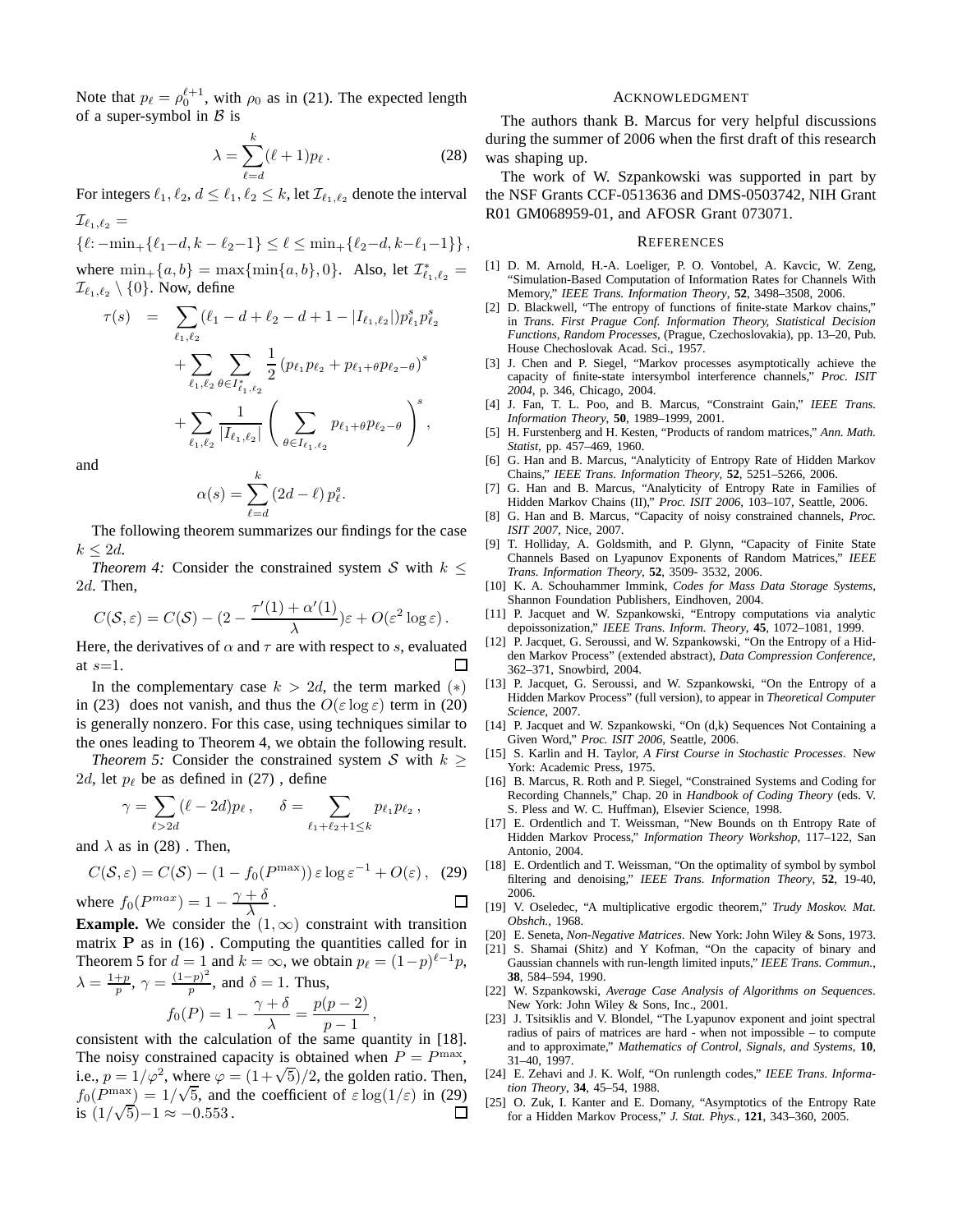Note that $p_\ell = \rho_0^{\ell+1}$, with $\rho_0$ as in (21). The expected length of a super-symbol in $\mathcal{B}$ is

$$\lambda = \sum_{\ell=d}^{k} (\ell+1) p_\ell \,. \tag{28}$$

For integers $\ell_1, \ell_2$, $d \le \ell_1, \ell_2 \le k$, let $\mathcal{I}_{\ell_1,\ell_2}$ denote the interval

$$\mathcal{I}_{\ell_1,\ell_2} = \{\ell\colon -\min{}_+\{\ell_1-d, k-\ell_2-1\} \le \ell \le \min{}_+\{\ell_2-d, k-\ell_1-1\}\},$$

where $\min_+\{a,b\} = \max\{\min\{a,b\},0\}$. Also, let $\mathcal{I}^*_{\ell_1,\ell_2} = \mathcal{I}_{\ell_1,\ell_2} \setminus \{0\}$. Now, define

$$\begin{aligned}
\tau(s) &= \sum_{\ell_1,\ell_2} (\ell_1 - d + \ell_2 - d + 1 - |I_{\ell_1,\ell_2}|) p_{\ell_1}^s p_{\ell_2}^s \\
&\quad + \sum_{\ell_1,\ell_2} \sum_{\theta \in I^*_{\ell_1,\ell_2}} \frac{1}{2} \left(p_{\ell_1} p_{\ell_2} + p_{\ell_1+\theta} p_{\ell_2-\theta}\right)^s \\
&\quad + \sum_{\ell_1,\ell_2} \frac{1}{|I_{\ell_1,\ell_2}|} \left( \sum_{\theta \in I_{\ell_1,\ell_2}} p_{\ell_1+\theta} p_{\ell_2-\theta} \right)^s,
\end{aligned}$$

and

$$\alpha(s) = \sum_{\ell=d}^{k} (2d-\ell)\, p_\ell^s.$$

The following theorem summarizes our findings for the case $k \le 2d$.

*Theorem 4:* Consider the constrained system $\mathcal{S}$ with $k \le 2d$. Then,

$$C(\mathcal{S},\varepsilon) = C(\mathcal{S}) - (2 - \frac{\tau'(1)+\alpha'(1)}{\lambda})\varepsilon + O(\varepsilon^2 \log \varepsilon)\,.$$

Here, the derivatives of $\alpha$ and $\tau$ are with respect to $s$, evaluated at $s$=1. □

In the complementary case $k > 2d$, the term marked $(*)$ in (23) does not vanish, and thus the $O(\varepsilon \log \varepsilon)$ term in (20) is generally nonzero. For this case, using techniques similar to the ones leading to Theorem 4, we obtain the following result.

*Theorem 5:* Consider the constrained system $\mathcal{S}$ with $k \ge 2d$, let $p_\ell$ be as defined in (27) , define

$$\gamma = \sum_{\ell > 2d} (\ell - 2d) p_\ell \,, \qquad \delta = \sum_{\ell_1+\ell_2+1 \le k} p_{\ell_1} p_{\ell_2}\,,$$

and $\lambda$ as in (28) . Then,

$$C(\mathcal{S},\varepsilon) = C(\mathcal{S}) - (1 - f_0(P^{\max}))\,\varepsilon \log \varepsilon^{-1} + O(\varepsilon)\,, \tag{29}$$

where $f_0(P^{max}) = 1 - \dfrac{\gamma+\delta}{\lambda}$. □

**Example.** We consider the $(1,\infty)$ constraint with transition matrix $\mathbf{P}$ as in (16) . Computing the quantities called for in Theorem 5 for $d=1$ and $k=\infty$, we obtain $p_\ell = (1-p)^{\ell-1}p$, $\lambda = \frac{1+p}{p}$, $\gamma = \frac{(1-p)^2}{p}$, and $\delta = 1$. Thus,

$$f_0(P) = 1 - \frac{\gamma+\delta}{\lambda} = \frac{p(p-2)}{p-1}\,,$$

consistent with the calculation of the same quantity in [18]. The noisy constrained capacity is obtained when $P = P^{\max}$, i.e., $p = 1/\varphi^2$, where $\varphi = (1+\sqrt{5})/2$, the golden ratio. Then, $f_0(P^{\max}) = 1/\sqrt{5}$, and the coefficient of $\varepsilon \log(1/\varepsilon)$ in (29) is $(1/\sqrt{5}) - 1 \approx -0.553$. □

## Acknowledgment

The authors thank B. Marcus for very helpful discussions during the summer of 2006 when the first draft of this research was shaping up.

The work of W. Szpankowski was supported in part by the NSF Grants CCF-0513636 and DMS-0503742, NIH Grant R01 GM068959-01, and AFOSR Grant 073071.

## References

[1] D. M. Arnold, H.-A. Loeliger, P. O. Vontobel, A. Kavcic, W. Zeng, "Simulation-Based Computation of Information Rates for Channels With Memory," *IEEE Trans. Information Theory*, **52**, 3498–3508, 2006.

[2] D. Blackwell, "The entropy of functions of finite-state Markov chains," in *Trans. First Prague Conf. Information Theory, Statistical Decision Functions, Random Processes*, (Prague, Czechoslovakia), pp. 13–20, Pub. House Chechoslovak Acad. Sci., 1957.

[3] J. Chen and P. Siegel, "Markov processes asymptotically achieve the capacity of finite-state intersymbol interference channels," *Proc. ISIT 2004*, p. 346, Chicago, 2004.

[4] J. Fan, T. L. Poo, and B. Marcus, "Constraint Gain," *IEEE Trans. Information Theory*, **50**, 1989–1999, 2001.

[5] H. Furstenberg and H. Kesten, "Products of random matrices," *Ann. Math. Statist*, pp. 457–469, 1960.

[6] G. Han and B. Marcus, "Analyticity of Entropy Rate of Hidden Markov Chains," *IEEE Trans. Information Theory*, **52**, 5251–5266, 2006.

[7] G. Han and B. Marcus, "Analyticity of Entropy Rate in Families of Hidden Markov Chains (II)," *Proc. ISIT 2006*, 103–107, Seattle, 2006.

[8] G. Han and B. Marcus, "Capacity of noisy constrained channels, *Proc. ISIT 2007*, Nice, 2007.

[9] T. Holliday, A. Goldsmith, and P. Glynn, "Capacity of Finite State Channels Based on Lyapunov Exponents of Random Matrices," *IEEE Trans. Information Theory*, **52**, 3509- 3532, 2006.

[10] K. A. Schouhammer Immink, *Codes for Mass Data Storage Systems*, Shannon Foundation Publishers, Eindhoven, 2004.

[11] P. Jacquet and W. Szpankowski, "Entropy computations via analytic depoissonization," *IEEE Trans. Inform. Theory*, **45**, 1072–1081, 1999.

[12] P. Jacquet, G. Seroussi, and W. Szpankowski, "On the Entropy of a Hidden Markov Process" (extended abstract), *Data Compression Conference*, 362–371, Snowbird, 2004.

[13] P. Jacquet, G. Seroussi, and W. Szpankowski, "On the Entropy of a Hidden Markov Process" (full version), to appear in *Theoretical Computer Science*, 2007.

[14] P. Jacquet and W. Szpankowski, "On (d,k) Sequences Not Containing a Given Word," *Proc. ISIT 2006*, Seattle, 2006.

[15] S. Karlin and H. Taylor, *A First Course in Stochastic Processes*. New York: Academic Press, 1975.

[16] B. Marcus, R. Roth and P. Siegel, "Constrained Systems and Coding for Recording Channels," Chap. 20 in *Handbook of Coding Theory* (eds. V. S. Pless and W. C. Huffman), Elsevier Science, 1998.

[17] E. Ordentlich and T. Weissman, "New Bounds on th Entropy Rate of Hidden Markov Process," *Information Theory Workshop*, 117–122, San Antonio, 2004.

[18] E. Ordentlich and T. Weissman, "On the optimality of symbol by symbol filtering and denoising," *IEEE Trans. Information Theory*, **52**, 19-40, 2006.

[19] V. Oseledec, "A multiplicative ergodic theorem," *Trudy Moskov. Mat. Obshch.*, 1968.

[20] E. Seneta, *Non-Negative Matrices*. New York: John Wiley & Sons, 1973.

[21] S. Shamai (Shitz) and Y Kofman, "On the capacity of binary and Gaussian channels with run-length limited inputs," *IEEE Trans. Commun.*, **38**, 584–594, 1990.

[22] W. Szpankowski, *Average Case Analysis of Algorithms on Sequences*. New York: John Wiley & Sons, Inc., 2001.

[23] J. Tsitsiklis and V. Blondel, "The Lyapunov exponent and joint spectral radius of pairs of matrices are hard - when not impossible – to compute and to approximate," *Mathematics of Control, Signals, and Systems*, **10**, 31–40, 1997.

[24] E. Zehavi and J. K. Wolf, "On runlength codes," *IEEE Trans. Information Theory*, **34**, 45–54, 1988.

[25] O. Zuk, I. Kanter and E. Domany, "Asymptotics of the Entropy Rate for a Hidden Markov Process," *J. Stat. Phys.*, **121**, 343–360, 2005.